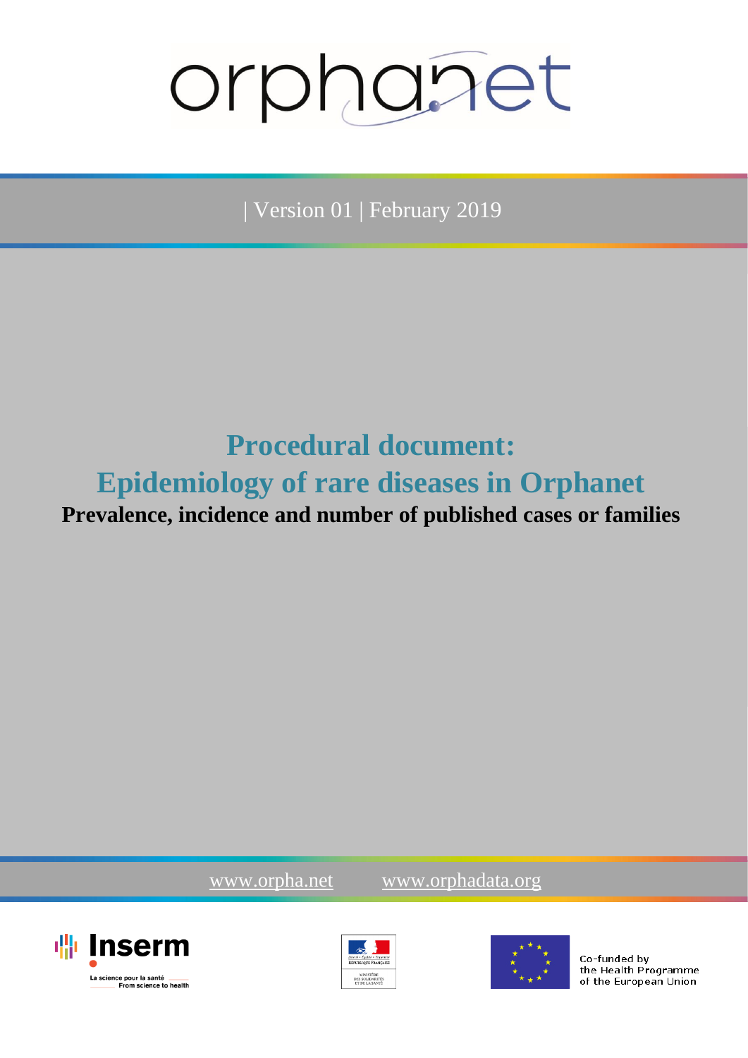orphanet

| Version 01 | February 2019

# Procedural document: Epidemiology of rare diseases in Orphanet

**Prevalence, incidence and number of published cases or families**

www.orpha.net www.orphadata.org

Inserm

La science pour la santé
From science to health

Co-funded by the Health Programme of the European Union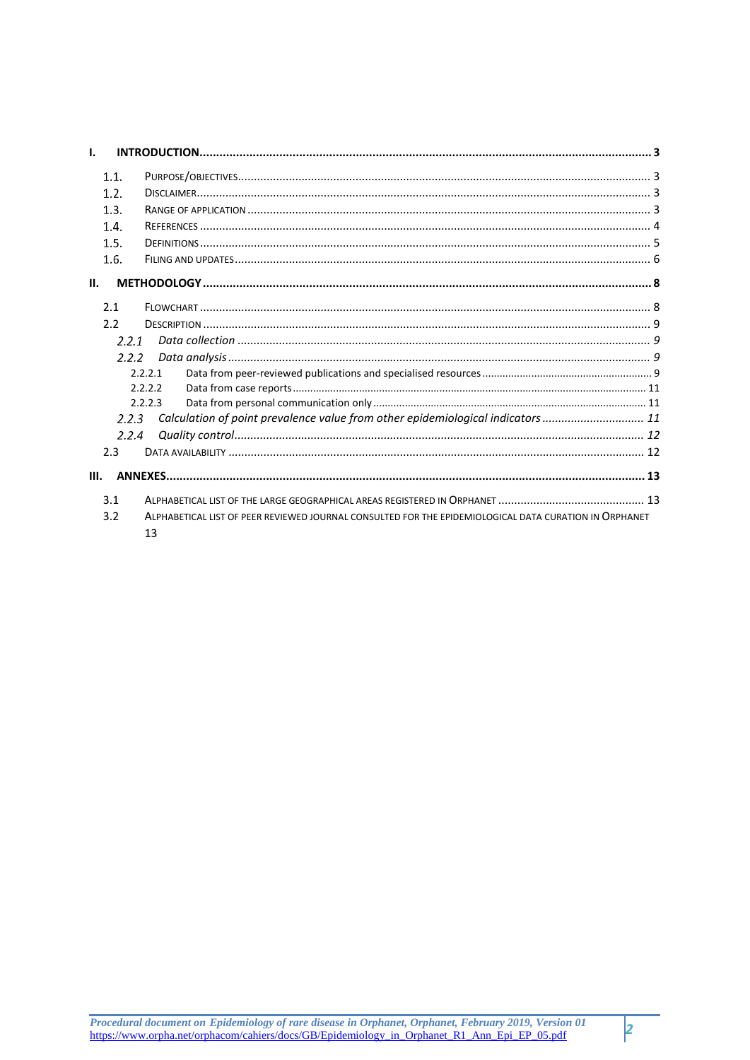**I. INTRODUCTION ... 3**

- 1.1. PURPOSE/OBJECTIVES ... 3
- 1.2. DISCLAIMER ... 3
- 1.3. RANGE OF APPLICATION ... 3
- 1.4. REFERENCES ... 4
- 1.5. DEFINITIONS ... 5
- 1.6. FILING AND UPDATES ... 6

**II. METHODOLOGY ... 8**

- 2.1 FLOWCHART ... 8
- 2.2 DESCRIPTION ... 9
  - *2.2.1 Data collection ... 9*
  - *2.2.2 Data analysis ... 9*
    - 2.2.2.1 Data from peer-reviewed publications and specialised resources ... 9
    - 2.2.2.2 Data from case reports ... 11
    - 2.2.2.3 Data from personal communication only ... 11
  - *2.2.3 Calculation of point prevalence value from other epidemiological indicators ... 11*
  - *2.2.4 Quality control ... 12*
- 2.3 DATA AVAILABILITY ... 12

**III. ANNEXES ... 13**

- 3.1 ALPHABETICAL LIST OF THE LARGE GEOGRAPHICAL AREAS REGISTERED IN ORPHANET ... 13
- 3.2 ALPHABETICAL LIST OF PEER REVIEWED JOURNAL CONSULTED FOR THE EPIDEMIOLOGICAL DATA CURATION IN ORPHANET 13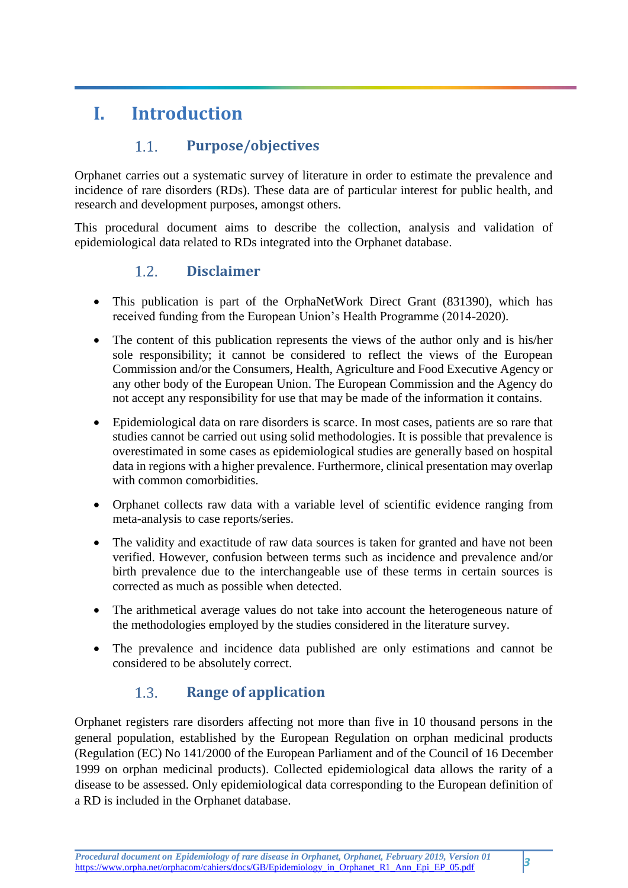# I. Introduction

## 1.1. Purpose/objectives

Orphanet carries out a systematic survey of literature in order to estimate the prevalence and incidence of rare disorders (RDs). These data are of particular interest for public health, and research and development purposes, amongst others.

This procedural document aims to describe the collection, analysis and validation of epidemiological data related to RDs integrated into the Orphanet database.

## 1.2. Disclaimer

- This publication is part of the OrphaNetWork Direct Grant (831390), which has received funding from the European Union's Health Programme (2014-2020).
- The content of this publication represents the views of the author only and is his/her sole responsibility; it cannot be considered to reflect the views of the European Commission and/or the Consumers, Health, Agriculture and Food Executive Agency or any other body of the European Union. The European Commission and the Agency do not accept any responsibility for use that may be made of the information it contains.
- Epidemiological data on rare disorders is scarce. In most cases, patients are so rare that studies cannot be carried out using solid methodologies. It is possible that prevalence is overestimated in some cases as epidemiological studies are generally based on hospital data in regions with a higher prevalence. Furthermore, clinical presentation may overlap with common comorbidities.
- Orphanet collects raw data with a variable level of scientific evidence ranging from meta-analysis to case reports/series.
- The validity and exactitude of raw data sources is taken for granted and have not been verified. However, confusion between terms such as incidence and prevalence and/or birth prevalence due to the interchangeable use of these terms in certain sources is corrected as much as possible when detected.
- The arithmetical average values do not take into account the heterogeneous nature of the methodologies employed by the studies considered in the literature survey.
- The prevalence and incidence data published are only estimations and cannot be considered to be absolutely correct.

## 1.3. Range of application

Orphanet registers rare disorders affecting not more than five in 10 thousand persons in the general population, established by the European Regulation on orphan medicinal products (Regulation (EC) No 141/2000 of the European Parliament and of the Council of 16 December 1999 on orphan medicinal products). Collected epidemiological data allows the rarity of a disease to be assessed. Only epidemiological data corresponding to the European definition of a RD is included in the Orphanet database.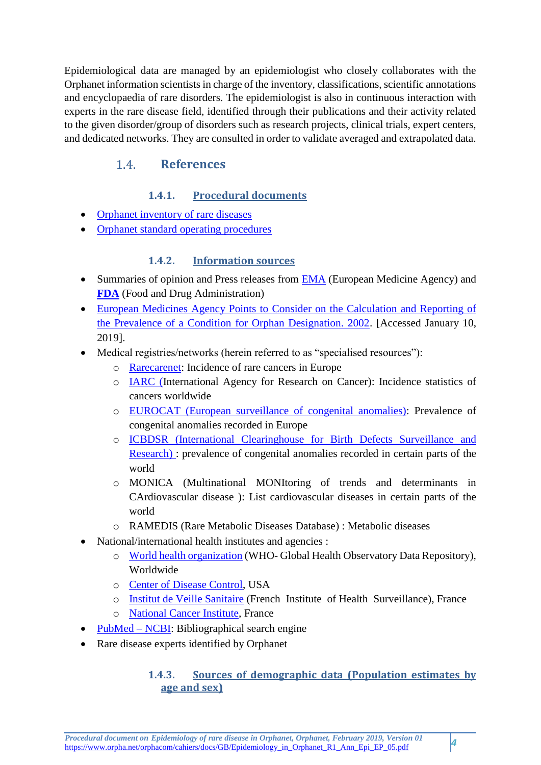Epidemiological data are managed by an epidemiologist who closely collaborates with the Orphanet information scientists in charge of the inventory, classifications, scientific annotations and encyclopaedia of rare disorders. The epidemiologist is also in continuous interaction with experts in the rare disease field, identified through their publications and their activity related to the given disorder/group of disorders such as research projects, clinical trials, expert centers, and dedicated networks. They are consulted in order to validate averaged and extrapolated data.

## 1.4. References

### 1.4.1. Procedural documents

- Orphanet inventory of rare diseases
- Orphanet standard operating procedures

### 1.4.2. Information sources

- Summaries of opinion and Press releases from EMA (European Medicine Agency) and **FDA** (Food and Drug Administration)
- European Medicines Agency Points to Consider on the Calculation and Reporting of the Prevalence of a Condition for Orphan Designation. 2002. [Accessed January 10, 2019].
- Medical registries/networks (herein referred to as "specialised resources"):
  - Rarecarenet: Incidence of rare cancers in Europe
  - IARC (International Agency for Research on Cancer): Incidence statistics of cancers worldwide
  - EUROCAT (European surveillance of congenital anomalies): Prevalence of congenital anomalies recorded in Europe
  - ICBDSR (International Clearinghouse for Birth Defects Surveillance and Research) : prevalence of congenital anomalies recorded in certain parts of the world
  - MONICA (Multinational MONItoring of trends and determinants in CArdiovascular disease ): List cardiovascular diseases in certain parts of the world
  - RAMEDIS (Rare Metabolic Diseases Database) : Metabolic diseases
- National/international health institutes and agencies :
  - World health organization (WHO- Global Health Observatory Data Repository), Worldwide
  - Center of Disease Control, USA
  - Institut de Veille Sanitaire (French Institute of Health Surveillance), France
  - National Cancer Institute, France
- PubMed – NCBI: Bibliographical search engine
- Rare disease experts identified by Orphanet

### 1.4.3. Sources of demographic data (Population estimates by age and sex)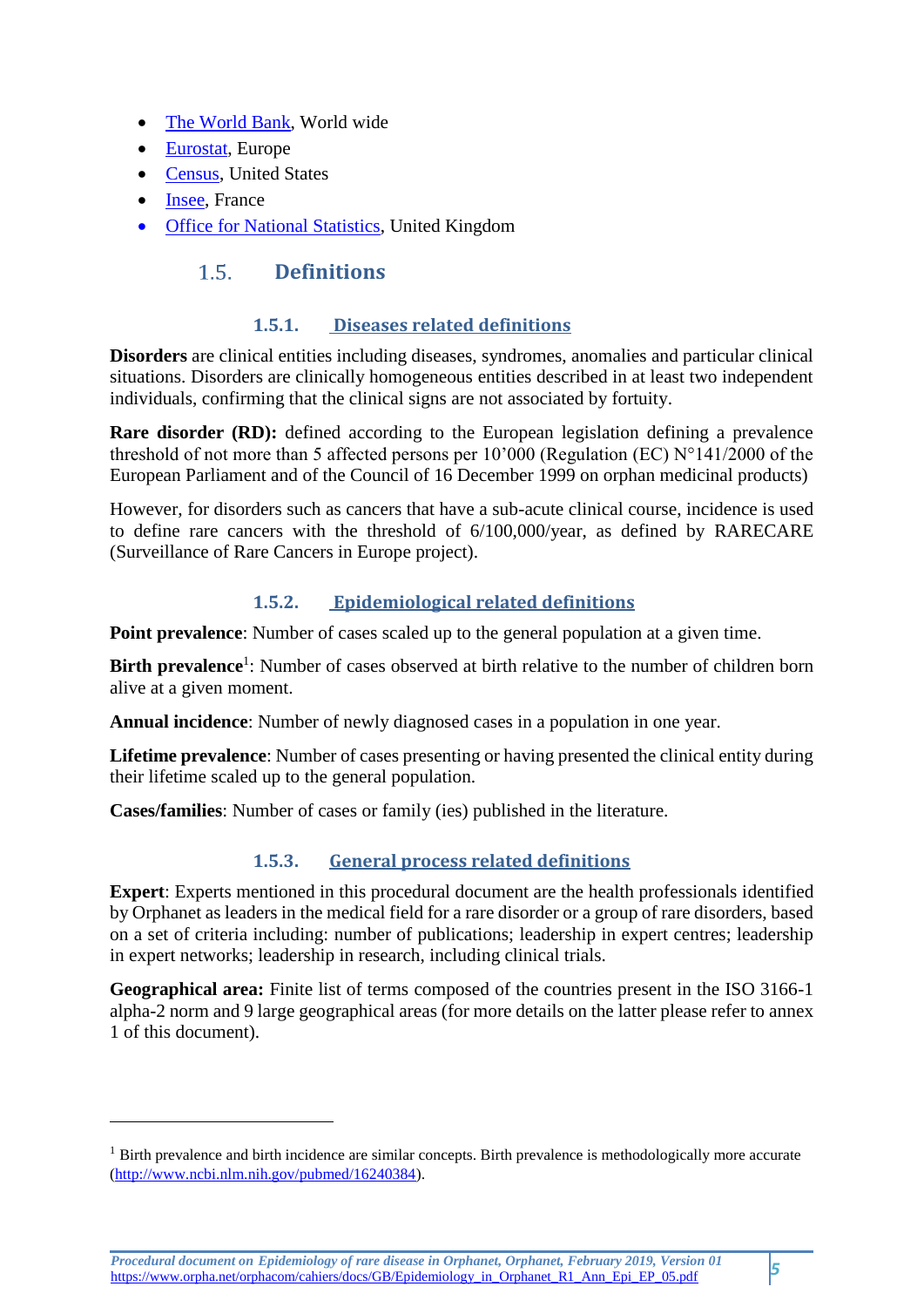- The World Bank, World wide
- Eurostat, Europe
- Census, United States
- Insee, France
- Office for National Statistics, United Kingdom

## 1.5. Definitions

### 1.5.1. Diseases related definitions

**Disorders** are clinical entities including diseases, syndromes, anomalies and particular clinical situations. Disorders are clinically homogeneous entities described in at least two independent individuals, confirming that the clinical signs are not associated by fortuity.

**Rare disorder (RD):** defined according to the European legislation defining a prevalence threshold of not more than 5 affected persons per 10'000 (Regulation (EC) N°141/2000 of the European Parliament and of the Council of 16 December 1999 on orphan medicinal products)

However, for disorders such as cancers that have a sub-acute clinical course, incidence is used to define rare cancers with the threshold of 6/100,000/year, as defined by RARECARE (Surveillance of Rare Cancers in Europe project).

### 1.5.2. Epidemiological related definitions

**Point prevalence**: Number of cases scaled up to the general population at a given time.

**Birth prevalence**[1]: Number of cases observed at birth relative to the number of children born alive at a given moment.

**Annual incidence**: Number of newly diagnosed cases in a population in one year.

**Lifetime prevalence**: Number of cases presenting or having presented the clinical entity during their lifetime scaled up to the general population.

**Cases/families**: Number of cases or family (ies) published in the literature.

### 1.5.3. General process related definitions

**Expert**: Experts mentioned in this procedural document are the health professionals identified by Orphanet as leaders in the medical field for a rare disorder or a group of rare disorders, based on a set of criteria including: number of publications; leadership in expert centres; leadership in expert networks; leadership in research, including clinical trials.

**Geographical area:** Finite list of terms composed of the countries present in the ISO 3166-1 alpha-2 norm and 9 large geographical areas (for more details on the latter please refer to annex 1 of this document).

[1] Birth prevalence and birth incidence are similar concepts. Birth prevalence is methodologically more accurate (http://www.ncbi.nlm.nih.gov/pubmed/16240384).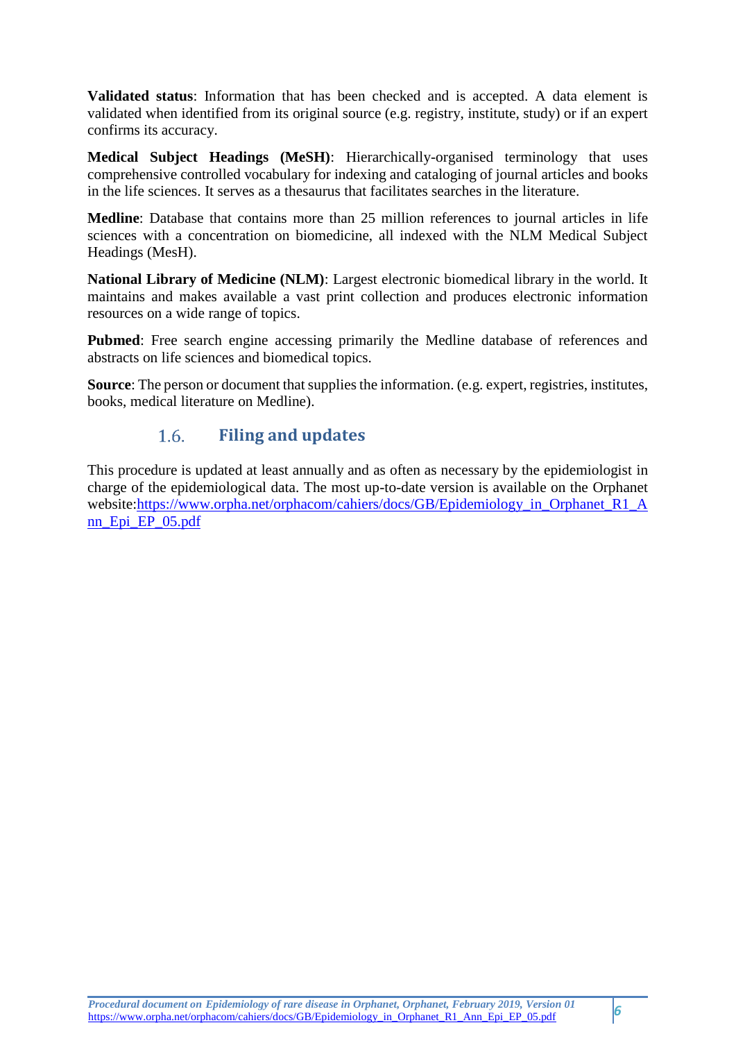**Validated status**: Information that has been checked and is accepted. A data element is validated when identified from its original source (e.g. registry, institute, study) or if an expert confirms its accuracy.

**Medical Subject Headings (MeSH)**: Hierarchically-organised terminology that uses comprehensive controlled vocabulary for indexing and cataloging of journal articles and books in the life sciences. It serves as a thesaurus that facilitates searches in the literature.

**Medline**: Database that contains more than 25 million references to journal articles in life sciences with a concentration on biomedicine, all indexed with the NLM Medical Subject Headings (MesH).

**National Library of Medicine (NLM)**: Largest electronic biomedical library in the world. It maintains and makes available a vast print collection and produces electronic information resources on a wide range of topics.

**Pubmed**: Free search engine accessing primarily the Medline database of references and abstracts on life sciences and biomedical topics.

**Source**: The person or document that supplies the information. (e.g. expert, registries, institutes, books, medical literature on Medline).

## 1.6. Filing and updates

This procedure is updated at least annually and as often as necessary by the epidemiologist in charge of the epidemiological data. The most up-to-date version is available on the Orphanet website:https://www.orpha.net/orphacom/cahiers/docs/GB/Epidemiology_in_Orphanet_R1_Ann_Epi_EP_05.pdf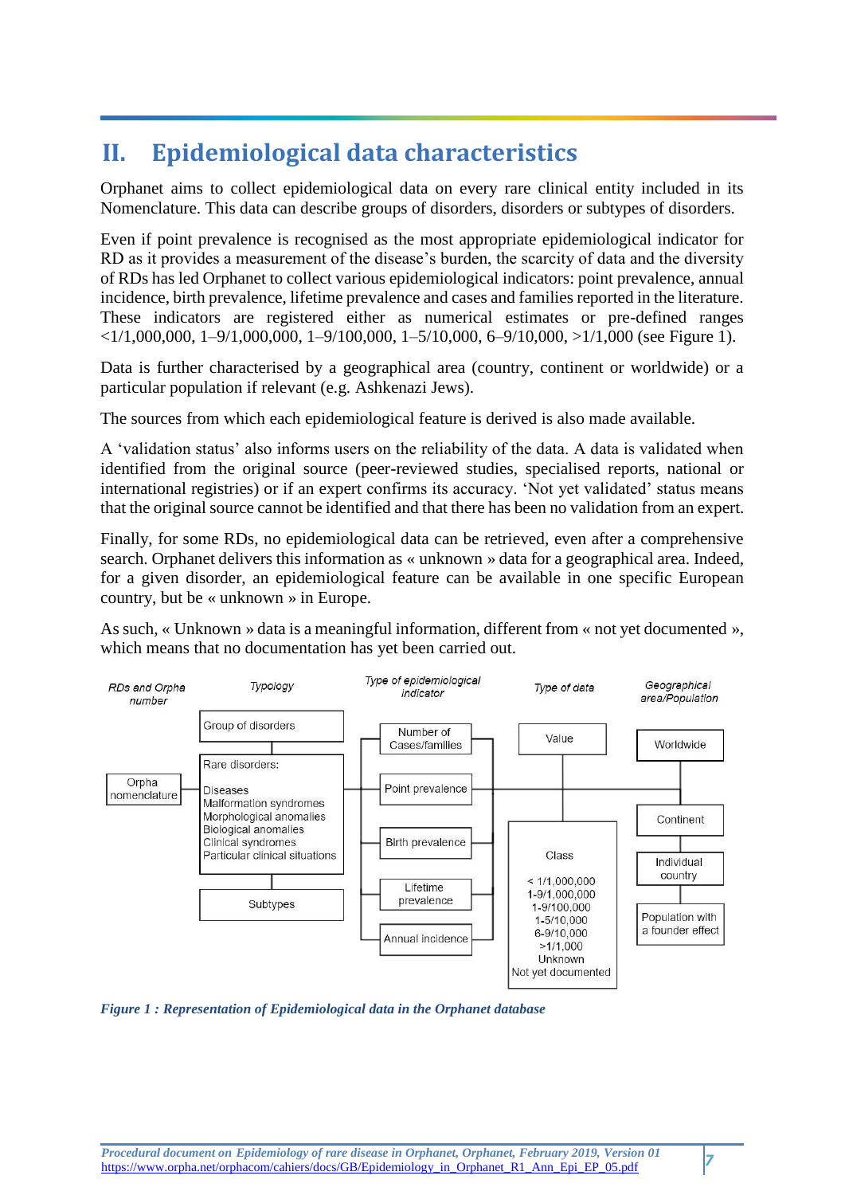# II. Epidemiological data characteristics

Orphanet aims to collect epidemiological data on every rare clinical entity included in its Nomenclature. This data can describe groups of disorders, disorders or subtypes of disorders.

Even if point prevalence is recognised as the most appropriate epidemiological indicator for RD as it provides a measurement of the disease's burden, the scarcity of data and the diversity of RDs has led Orphanet to collect various epidemiological indicators: point prevalence, annual incidence, birth prevalence, lifetime prevalence and cases and families reported in the literature. These indicators are registered either as numerical estimates or pre-defined ranges <1/1,000,000, 1–9/1,000,000, 1–9/100,000, 1–5/10,000, 6–9/10,000, >1/1,000 (see Figure 1).

Data is further characterised by a geographical area (country, continent or worldwide) or a particular population if relevant (e.g. Ashkenazi Jews).

The sources from which each epidemiological feature is derived is also made available.

A 'validation status' also informs users on the reliability of the data. A data is validated when identified from the original source (peer-reviewed studies, specialised reports, national or international registries) or if an expert confirms its accuracy. 'Not yet validated' status means that the original source cannot be identified and that there has been no validation from an expert.

Finally, for some RDs, no epidemiological data can be retrieved, even after a comprehensive search. Orphanet delivers this information as « unknown » data for a geographical area. Indeed, for a given disorder, an epidemiological feature can be available in one specific European country, but be « unknown » in Europe.

As such, « Unknown » data is a meaningful information, different from « not yet documented », which means that no documentation has yet been carried out.

| RDs and Orpha number | Typology | Type of epidemiological indicator | Type of data | Geographical area/Population |
|---|---|---|---|---|
| Orpha nomenclature | Group of disorders | Number of Cases/families | Value | Worldwide |
| | Rare disorders: Diseases, Malformation syndromes, Morphological anomalies, Biological anomalies, Clinical syndromes, Particular clinical situations | Point prevalence | Class: < 1/1,000,000; 1-9/1,000,000; 1-9/100,000; 1-5/10,000; 6-9/10,000; >1/1,000; Unknown; Not yet documented | Continent |
| | Subtypes | Birth prevalence | | Individual country |
| | | Lifetime prevalence | | Population with a founder effect |
| | | Annual incidence | | |

*Figure 1 : Representation of Epidemiological data in the Orphanet database*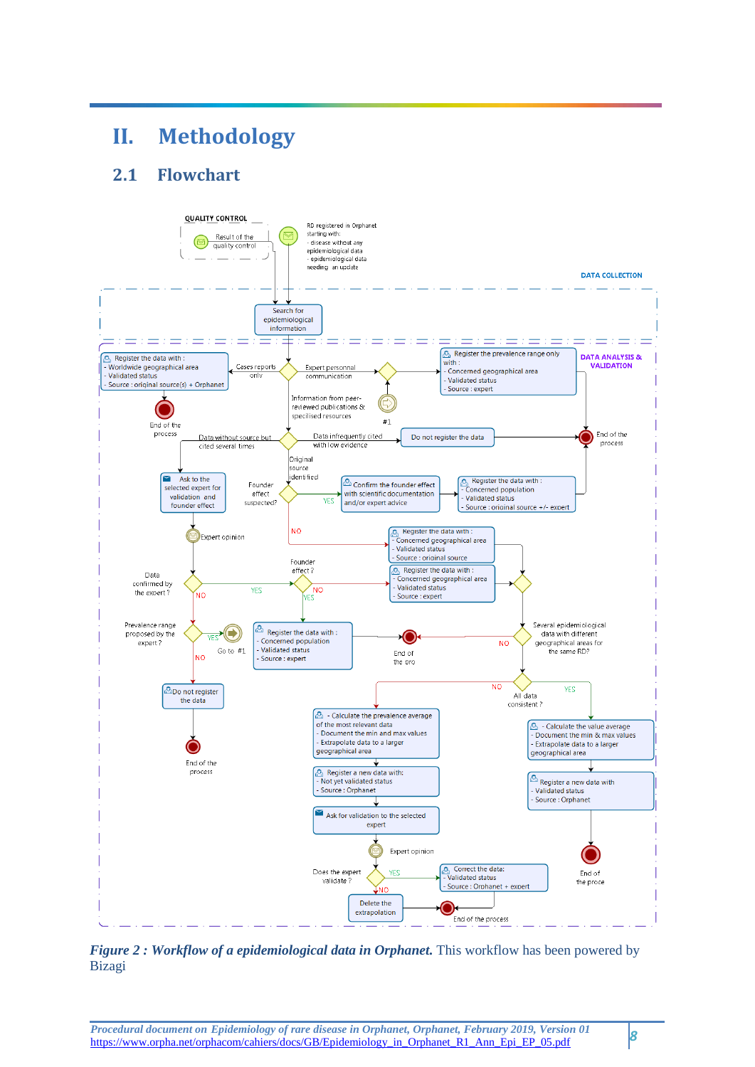# II. Methodology

## 2.1 Flowchart

***Figure 2 : Workflow of a epidemiological data in Orphanet.*** This workflow has been powered by Bizagi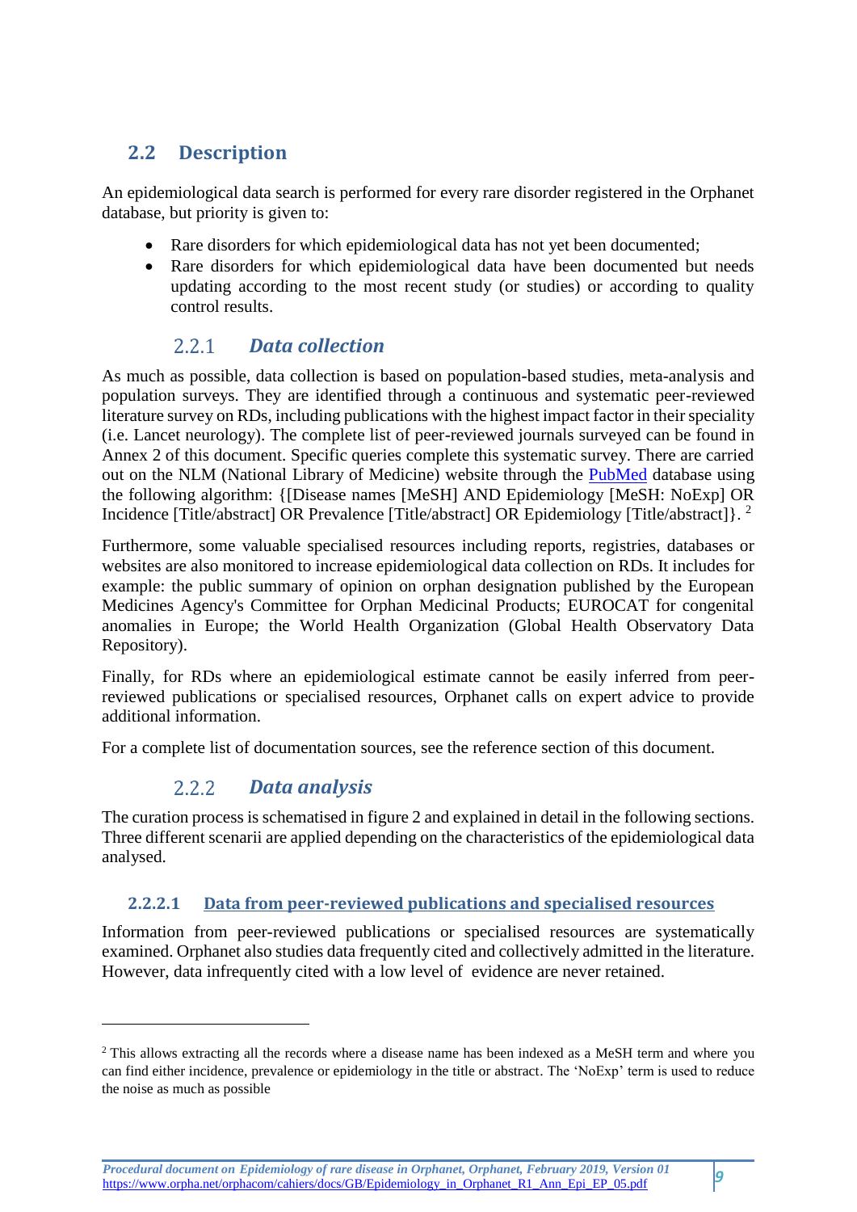## 2.2 Description

An epidemiological data search is performed for every rare disorder registered in the Orphanet database, but priority is given to:

- Rare disorders for which epidemiological data has not yet been documented;
- Rare disorders for which epidemiological data have been documented but needs updating according to the most recent study (or studies) or according to quality control results.

### 2.2.1 *Data collection*

As much as possible, data collection is based on population-based studies, meta-analysis and population surveys. They are identified through a continuous and systematic peer-reviewed literature survey on RDs, including publications with the highest impact factor in their speciality (i.e. Lancet neurology). The complete list of peer-reviewed journals surveyed can be found in Annex 2 of this document. Specific queries complete this systematic survey. There are carried out on the NLM (National Library of Medicine) website through the PubMed database using the following algorithm: {[Disease names [MeSH] AND Epidemiology [MeSH: NoExp] OR Incidence [Title/abstract] OR Prevalence [Title/abstract] OR Epidemiology [Title/abstract]}. [2]

Furthermore, some valuable specialised resources including reports, registries, databases or websites are also monitored to increase epidemiological data collection on RDs. It includes for example: the public summary of opinion on orphan designation published by the European Medicines Agency's Committee for Orphan Medicinal Products; EUROCAT for congenital anomalies in Europe; the World Health Organization (Global Health Observatory Data Repository).

Finally, for RDs where an epidemiological estimate cannot be easily inferred from peer-reviewed publications or specialised resources, Orphanet calls on expert advice to provide additional information.

For a complete list of documentation sources, see the reference section of this document.

### 2.2.2 *Data analysis*

The curation process is schematised in figure 2 and explained in detail in the following sections. Three different scenarii are applied depending on the characteristics of the epidemiological data analysed.

#### 2.2.2.1 Data from peer-reviewed publications and specialised resources

Information from peer-reviewed publications or specialised resources are systematically examined. Orphanet also studies data frequently cited and collectively admitted in the literature. However, data infrequently cited with a low level of evidence are never retained.

---

[2] This allows extracting all the records where a disease name has been indexed as a MeSH term and where you can find either incidence, prevalence or epidemiology in the title or abstract. The 'NoExp' term is used to reduce the noise as much as possible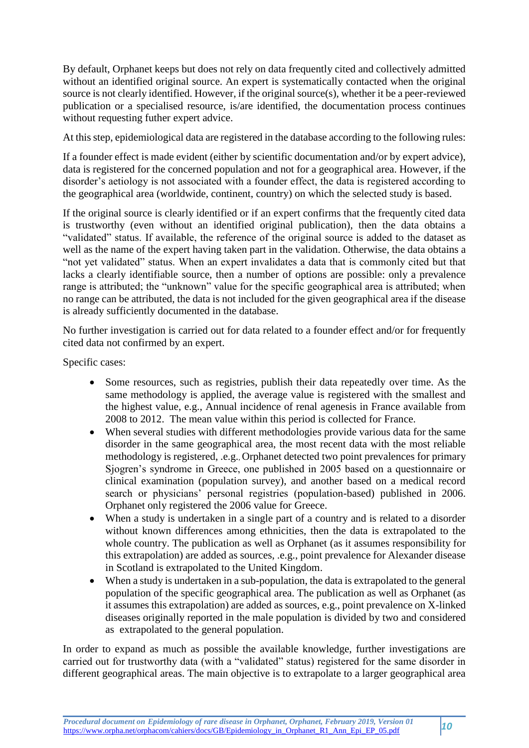By default, Orphanet keeps but does not rely on data frequently cited and collectively admitted without an identified original source. An expert is systematically contacted when the original source is not clearly identified. However, if the original source(s), whether it be a peer-reviewed publication or a specialised resource, is/are identified, the documentation process continues without requesting futher expert advice.

At this step, epidemiological data are registered in the database according to the following rules:

If a founder effect is made evident (either by scientific documentation and/or by expert advice), data is registered for the concerned population and not for a geographical area. However, if the disorder's aetiology is not associated with a founder effect, the data is registered according to the geographical area (worldwide, continent, country) on which the selected study is based.

If the original source is clearly identified or if an expert confirms that the frequently cited data is trustworthy (even without an identified original publication), then the data obtains a "validated" status. If available, the reference of the original source is added to the dataset as well as the name of the expert having taken part in the validation. Otherwise, the data obtains a "not yet validated" status. When an expert invalidates a data that is commonly cited but that lacks a clearly identifiable source, then a number of options are possible: only a prevalence range is attributed; the "unknown" value for the specific geographical area is attributed; when no range can be attributed, the data is not included for the given geographical area if the disease is already sufficiently documented in the database.

No further investigation is carried out for data related to a founder effect and/or for frequently cited data not confirmed by an expert.

Specific cases:

- Some resources, such as registries, publish their data repeatedly over time. As the same methodology is applied, the average value is registered with the smallest and the highest value, e.g., Annual incidence of renal agenesis in France available from 2008 to 2012. The mean value within this period is collected for France.
- When several studies with different methodologies provide various data for the same disorder in the same geographical area, the most recent data with the most reliable methodology is registered, .e.g., Orphanet detected two point prevalences for primary Sjogren's syndrome in Greece, one published in 2005 based on a questionnaire or clinical examination (population survey), and another based on a medical record search or physicians' personal registries (population-based) published in 2006. Orphanet only registered the 2006 value for Greece.
- When a study is undertaken in a single part of a country and is related to a disorder without known differences among ethnicities, then the data is extrapolated to the whole country. The publication as well as Orphanet (as it assumes responsibility for this extrapolation) are added as sources, .e.g., point prevalence for Alexander disease in Scotland is extrapolated to the United Kingdom.
- When a study is undertaken in a sub-population, the data is extrapolated to the general population of the specific geographical area. The publication as well as Orphanet (as it assumes this extrapolation) are added as sources, e.g., point prevalence on X-linked diseases originally reported in the male population is divided by two and considered as extrapolated to the general population.

In order to expand as much as possible the available knowledge, further investigations are carried out for trustworthy data (with a "validated" status) registered for the same disorder in different geographical areas. The main objective is to extrapolate to a larger geographical area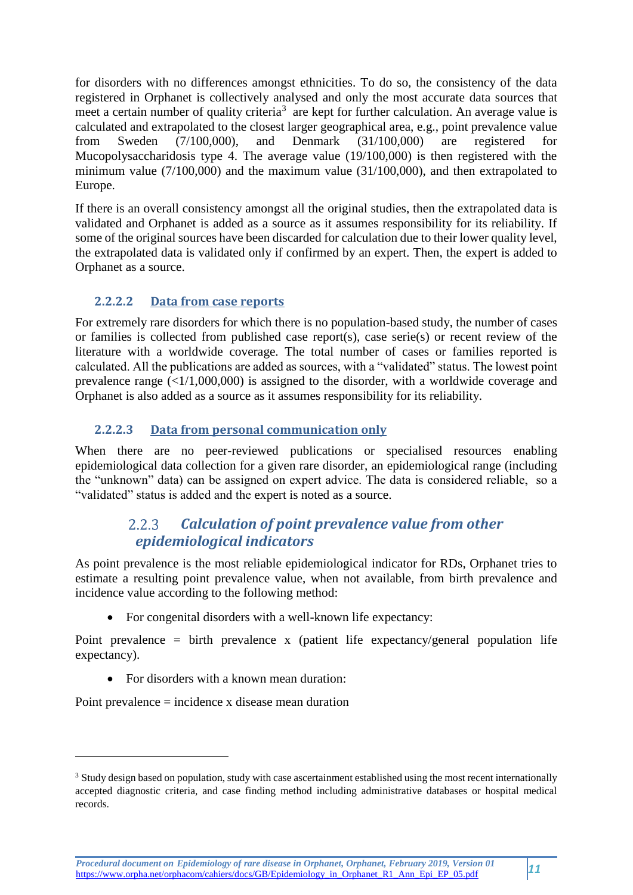for disorders with no differences amongst ethnicities. To do so, the consistency of the data registered in Orphanet is collectively analysed and only the most accurate data sources that meet a certain number of quality criteria[3] are kept for further calculation. An average value is calculated and extrapolated to the closest larger geographical area, e.g., point prevalence value from Sweden (7/100,000), and Denmark (31/100,000) are registered for Mucopolysaccharidosis type 4. The average value (19/100,000) is then registered with the minimum value (7/100,000) and the maximum value (31/100,000), and then extrapolated to Europe.

If there is an overall consistency amongst all the original studies, then the extrapolated data is validated and Orphanet is added as a source as it assumes responsibility for its reliability. If some of the original sources have been discarded for calculation due to their lower quality level, the extrapolated data is validated only if confirmed by an expert. Then, the expert is added to Orphanet as a source.

#### 2.2.2.2 Data from case reports

For extremely rare disorders for which there is no population-based study, the number of cases or families is collected from published case report(s), case serie(s) or recent review of the literature with a worldwide coverage. The total number of cases or families reported is calculated. All the publications are added as sources, with a "validated" status. The lowest point prevalence range (<1/1,000,000) is assigned to the disorder, with a worldwide coverage and Orphanet is also added as a source as it assumes responsibility for its reliability.

#### 2.2.2.3 Data from personal communication only

When there are no peer-reviewed publications or specialised resources enabling epidemiological data collection for a given rare disorder, an epidemiological range (including the "unknown" data) can be assigned on expert advice. The data is considered reliable, so a "validated" status is added and the expert is noted as a source.

### 2.2.3 *Calculation of point prevalence value from other epidemiological indicators*

As point prevalence is the most reliable epidemiological indicator for RDs, Orphanet tries to estimate a resulting point prevalence value, when not available, from birth prevalence and incidence value according to the following method:

- For congenital disorders with a well-known life expectancy:

Point prevalence = birth prevalence x (patient life expectancy/general population life expectancy).

- For disorders with a known mean duration:

Point prevalence = incidence x disease mean duration

---

[3] Study design based on population, study with case ascertainment established using the most recent internationally accepted diagnostic criteria, and case finding method including administrative databases or hospital medical records.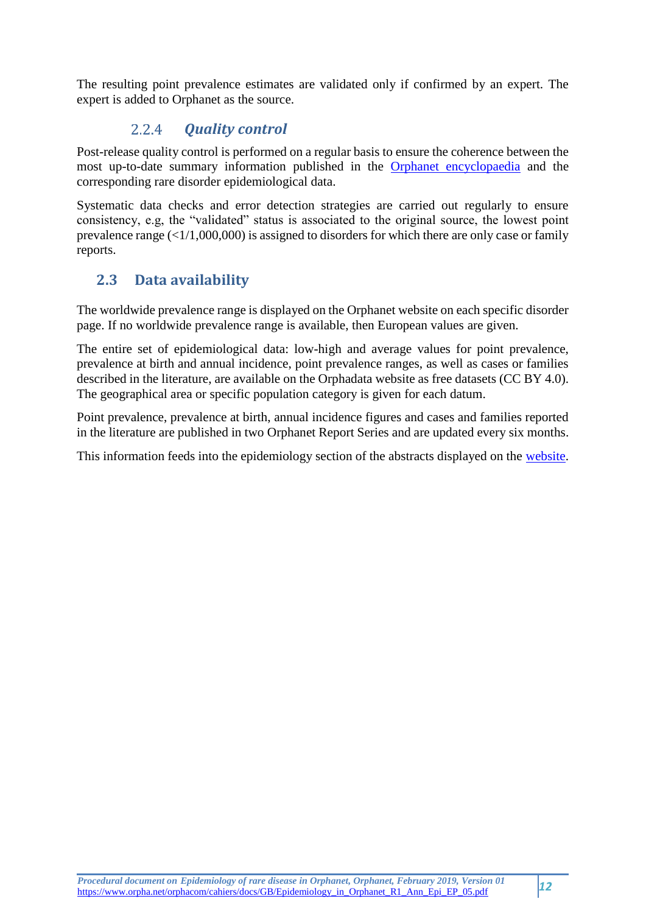The resulting point prevalence estimates are validated only if confirmed by an expert. The expert is added to Orphanet as the source.

### 2.2.4 *Quality control*

Post-release quality control is performed on a regular basis to ensure the coherence between the most up-to-date summary information published in the Orphanet encyclopaedia and the corresponding rare disorder epidemiological data.

Systematic data checks and error detection strategies are carried out regularly to ensure consistency, e.g, the "validated" status is associated to the original source, the lowest point prevalence range (<1/1,000,000) is assigned to disorders for which there are only case or family reports.

## 2.3 Data availability

The worldwide prevalence range is displayed on the Orphanet website on each specific disorder page. If no worldwide prevalence range is available, then European values are given.

The entire set of epidemiological data: low-high and average values for point prevalence, prevalence at birth and annual incidence, point prevalence ranges, as well as cases or families described in the literature, are available on the Orphadata website as free datasets (CC BY 4.0). The geographical area or specific population category is given for each datum.

Point prevalence, prevalence at birth, annual incidence figures and cases and families reported in the literature are published in two Orphanet Report Series and are updated every six months.

This information feeds into the epidemiology section of the abstracts displayed on the website.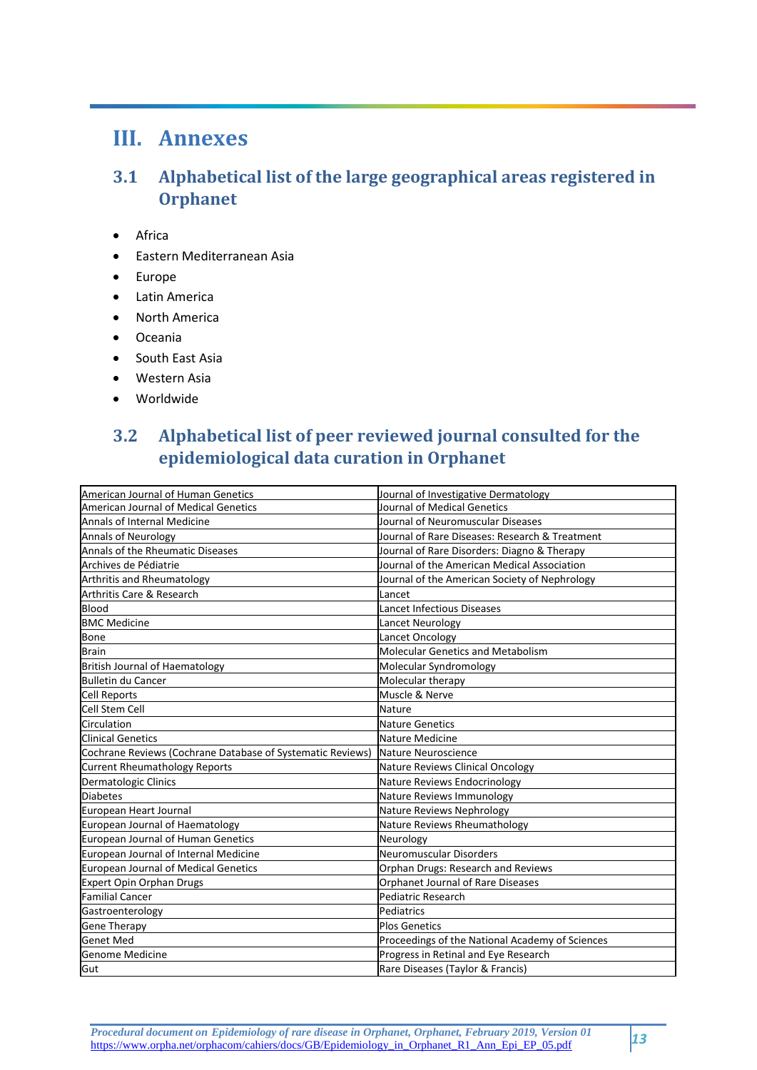# III. Annexes

## 3.1 Alphabetical list of the large geographical areas registered in Orphanet

- Africa
- Eastern Mediterranean Asia
- Europe
- Latin America
- North America
- Oceania
- South East Asia
- Western Asia
- Worldwide

## 3.2 Alphabetical list of peer reviewed journal consulted for the epidemiological data curation in Orphanet

| | |
|---|---|
| American Journal of Human Genetics | Journal of Investigative Dermatology |
| American Journal of Medical Genetics | Journal of Medical Genetics |
| Annals of Internal Medicine | Journal of Neuromuscular Diseases |
| Annals of Neurology | Journal of Rare Diseases: Research & Treatment |
| Annals of the Rheumatic Diseases | Journal of Rare Disorders: Diagno & Therapy |
| Archives de Pédiatrie | Journal of the American Medical Association |
| Arthritis and Rheumatology | Journal of the American Society of Nephrology |
| Arthritis Care & Research | Lancet |
| Blood | Lancet Infectious Diseases |
| BMC Medicine | Lancet Neurology |
| Bone | Lancet Oncology |
| Brain | Molecular Genetics and Metabolism |
| British Journal of Haematology | Molecular Syndromology |
| Bulletin du Cancer | Molecular therapy |
| Cell Reports | Muscle & Nerve |
| Cell Stem Cell | Nature |
| Circulation | Nature Genetics |
| Clinical Genetics | Nature Medicine |
| Cochrane Reviews (Cochrane Database of Systematic Reviews) | Nature Neuroscience |
| Current Rheumathology Reports | Nature Reviews Clinical Oncology |
| Dermatologic Clinics | Nature Reviews Endocrinology |
| Diabetes | Nature Reviews Immunology |
| European Heart Journal | Nature Reviews Nephrology |
| European Journal of Haematology | Nature Reviews Rheumathology |
| European Journal of Human Genetics | Neurology |
| European Journal of Internal Medicine | Neuromuscular Disorders |
| European Journal of Medical Genetics | Orphan Drugs: Research and Reviews |
| Expert Opin Orphan Drugs | Orphanet Journal of Rare Diseases |
| Familial Cancer | Pediatric Research |
| Gastroenterology | Pediatrics |
| Gene Therapy | Plos Genetics |
| Genet Med | Proceedings of the National Academy of Sciences |
| Genome Medicine | Progress in Retinal and Eye Research |
| Gut | Rare Diseases (Taylor & Francis) |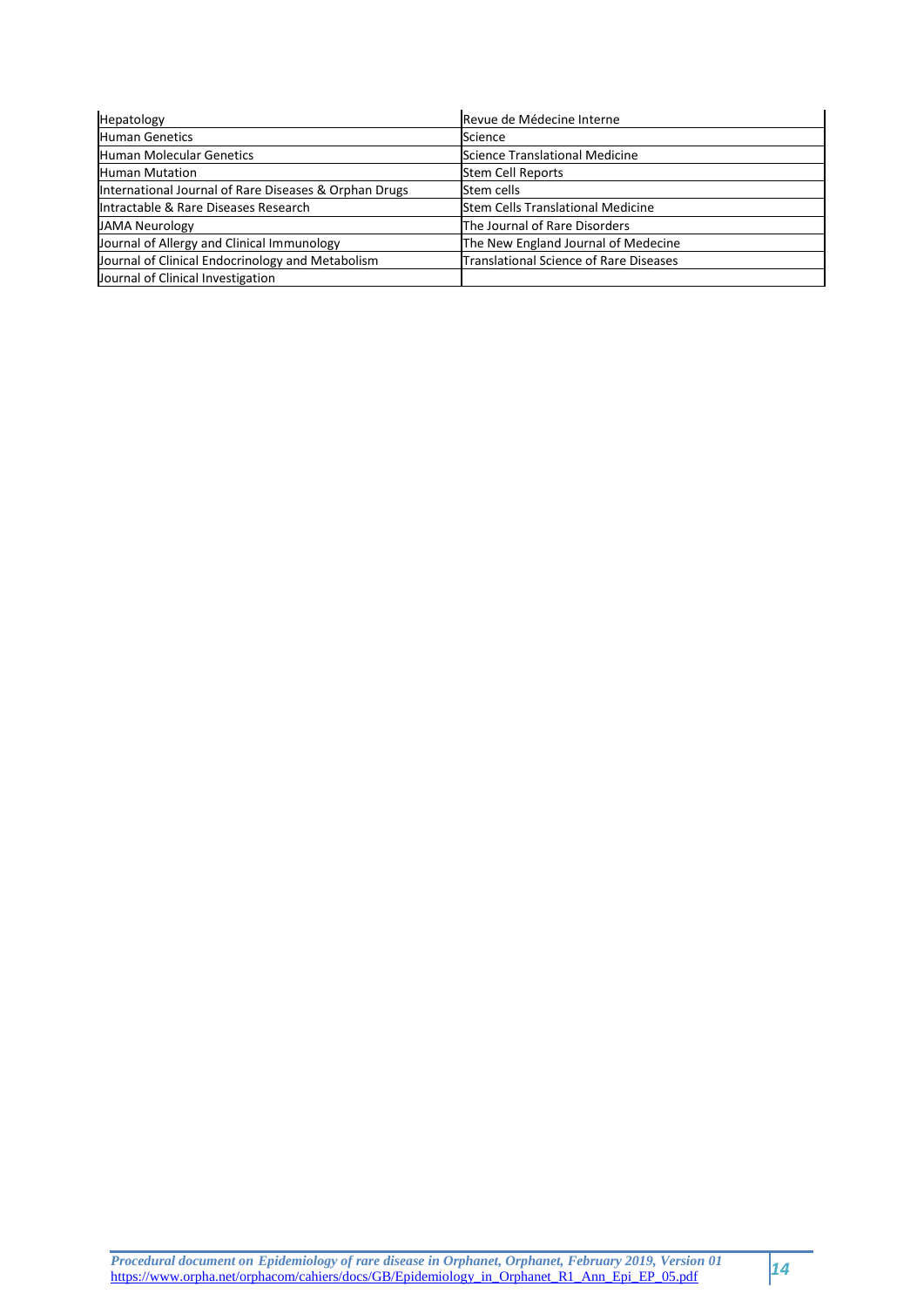| Hepatology | Revue de Médecine Interne |
|---|---|
| Human Genetics | Science |
| Human Molecular Genetics | Science Translational Medicine |
| Human Mutation | Stem Cell Reports |
| International Journal of Rare Diseases & Orphan Drugs | Stem cells |
| Intractable & Rare Diseases Research | Stem Cells Translational Medicine |
| JAMA Neurology | The Journal of Rare Disorders |
| Journal of Allergy and Clinical Immunology | The New England Journal of Medecine |
| Journal of Clinical Endocrinology and Metabolism | Translational Science of Rare Diseases |
| Journal of Clinical Investigation | |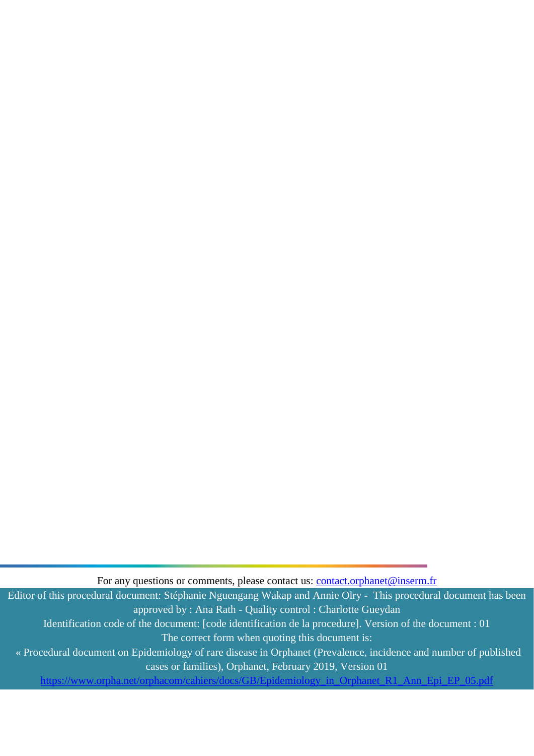For any questions or comments, please contact us: contact.orphanet@inserm.fr

Editor of this procedural document: Stéphanie Nguengang Wakap and Annie Olry - This procedural document has been approved by : Ana Rath - Quality control : Charlotte Gueydan

Identification code of the document: [code identification de la procedure]. Version of the document : 01

The correct form when quoting this document is:

« Procedural document on Epidemiology of rare disease in Orphanet (Prevalence, incidence and number of published cases or families), Orphanet, February 2019, Version 01

https://www.orpha.net/orphacom/cahiers/docs/GB/Epidemiology_in_Orphanet_R1_Ann_Epi_EP_05.pdf